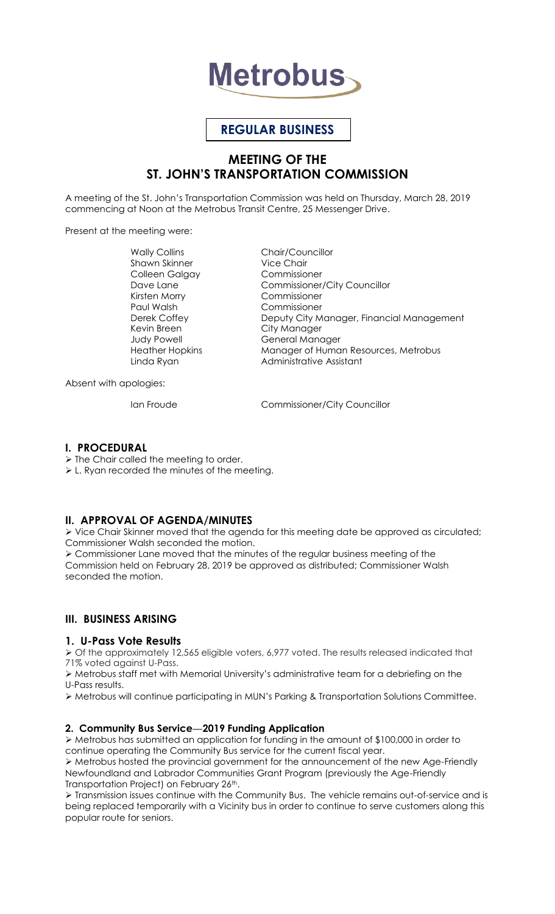# Metrobus

**REGULAR BUSINESS**

## MEETING OF THE ST. JOHN'S TRANSPORTATION COMMISSION

A meeting of the St. John's Transportation Commission was held on Thursday, March 28, 2019 commencing at Noon at the Metrobus Transit Centre, 25 Messenger Drive.

Present at the meeting were:

| | |
|---|---|
| Wally Collins | Chair/Councillor |
| Shawn Skinner | Vice Chair |
| Colleen Galgay | Commissioner |
| Dave Lane | Commissioner/City Councillor |
| Kirsten Morry | Commissioner |
| Paul Walsh | Commissioner |
| Derek Coffey | Deputy City Manager, Financial Management |
| Kevin Breen | City Manager |
| Judy Powell | General Manager |
| Heather Hopkins | Manager of Human Resources, Metrobus |
| Linda Ryan | Administrative Assistant |

Absent with apologies:

| | |
|---|---|
| Ian Froude | Commissioner/City Councillor |

### I. PROCEDURAL

- The Chair called the meeting to order.
- L. Ryan recorded the minutes of the meeting.

### II. APPROVAL OF AGENDA/MINUTES

- Vice Chair Skinner moved that the agenda for this meeting date be approved as circulated; Commissioner Walsh seconded the motion.
- Commissioner Lane moved that the minutes of the regular business meeting of the Commission held on February 28, 2019 be approved as distributed; Commissioner Walsh seconded the motion.

### III. BUSINESS ARISING

#### 1. U-Pass Vote Results

- Of the approximately 12,565 eligible voters, 6,977 voted. The results released indicated that 71% voted against U-Pass.
- Metrobus staff met with Memorial University's administrative team for a debriefing on the U-Pass results.
- Metrobus will continue participating in MUN's Parking & Transportation Solutions Committee.

#### 2. Community Bus Service—2019 Funding Application

- Metrobus has submitted an application for funding in the amount of $100,000 in order to continue operating the Community Bus service for the current fiscal year.
- Metrobus hosted the provincial government for the announcement of the new Age-Friendly Newfoundland and Labrador Communities Grant Program (previously the Age-Friendly Transportation Project) on February 26th.
- Transmission issues continue with the Community Bus. The vehicle remains out-of-service and is being replaced temporarily with a Vicinity bus in order to continue to serve customers along this popular route for seniors.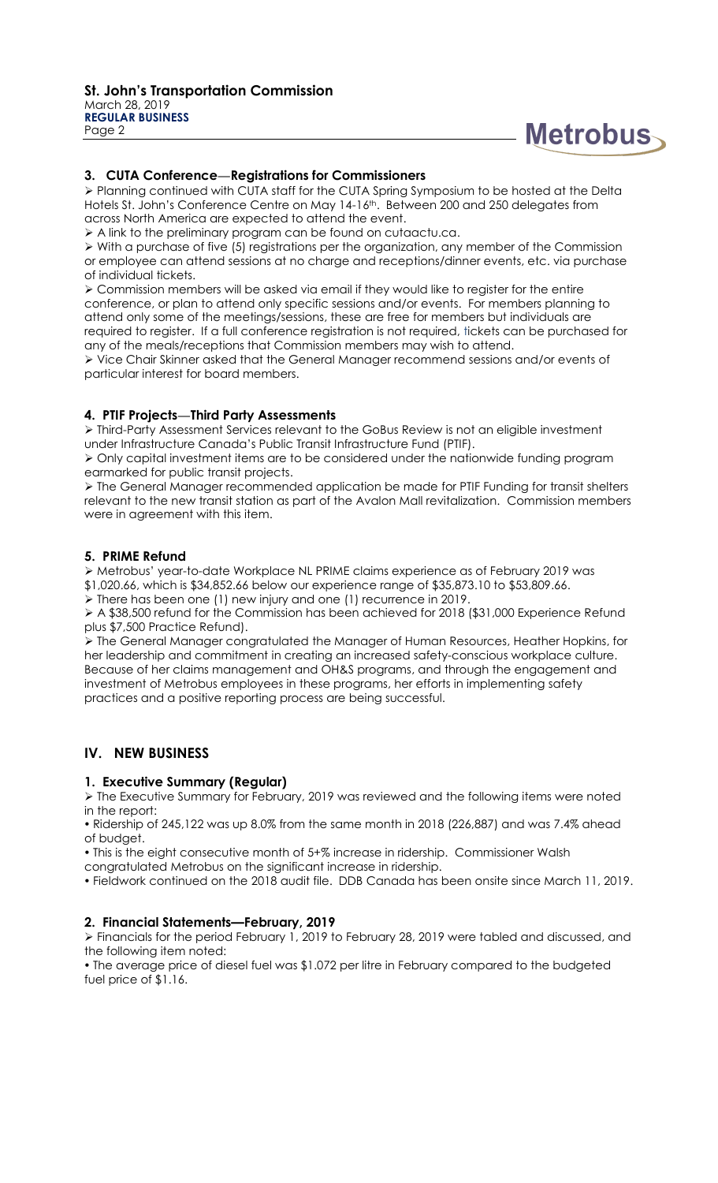### 3. CUTA Conference—Registrations for Commissioners

- Planning continued with CUTA staff for the CUTA Spring Symposium to be hosted at the Delta Hotels St. John's Conference Centre on May 14-16th. Between 200 and 250 delegates from across North America are expected to attend the event.
- A link to the preliminary program can be found on cutaactu.ca.
- With a purchase of five (5) registrations per the organization, any member of the Commission or employee can attend sessions at no charge and receptions/dinner events, etc. via purchase of individual tickets.
- Commission members will be asked via email if they would like to register for the entire conference, or plan to attend only specific sessions and/or events. For members planning to attend only some of the meetings/sessions, these are free for members but individuals are required to register. If a full conference registration is not required, tickets can be purchased for any of the meals/receptions that Commission members may wish to attend.
- Vice Chair Skinner asked that the General Manager recommend sessions and/or events of particular interest for board members.

### 4. PTIF Projects—Third Party Assessments

- Third-Party Assessment Services relevant to the GoBus Review is not an eligible investment under Infrastructure Canada's Public Transit Infrastructure Fund (PTIF).
- Only capital investment items are to be considered under the nationwide funding program earmarked for public transit projects.
- The General Manager recommended application be made for PTIF Funding for transit shelters relevant to the new transit station as part of the Avalon Mall revitalization. Commission members were in agreement with this item.

### 5. PRIME Refund

- Metrobus' year-to-date Workplace NL PRIME claims experience as of February 2019 was $1,020.66, which is $34,852.66 below our experience range of $35,873.10 to $53,809.66.
- There has been one (1) new injury and one (1) recurrence in 2019.
- A $38,500 refund for the Commission has been achieved for 2018 ($31,000 Experience Refund plus $7,500 Practice Refund).
- The General Manager congratulated the Manager of Human Resources, Heather Hopkins, for her leadership and commitment in creating an increased safety-conscious workplace culture. Because of her claims management and OH&S programs, and through the engagement and investment of Metrobus employees in these programs, her efforts in implementing safety practices and a positive reporting process are being successful.

## IV. NEW BUSINESS

### 1. Executive Summary (Regular)

- The Executive Summary for February, 2019 was reviewed and the following items were noted in the report:
  - Ridership of 245,122 was up 8.0% from the same month in 2018 (226,887) and was 7.4% ahead of budget.
  - This is the eight consecutive month of 5+% increase in ridership. Commissioner Walsh congratulated Metrobus on the significant increase in ridership.
  - Fieldwork continued on the 2018 audit file. DDB Canada has been onsite since March 11, 2019.

### 2. Financial Statements—February, 2019

- Financials for the period February 1, 2019 to February 28, 2019 were tabled and discussed, and the following item noted:
  - The average price of diesel fuel was $1.072 per litre in February compared to the budgeted fuel price of $1.16.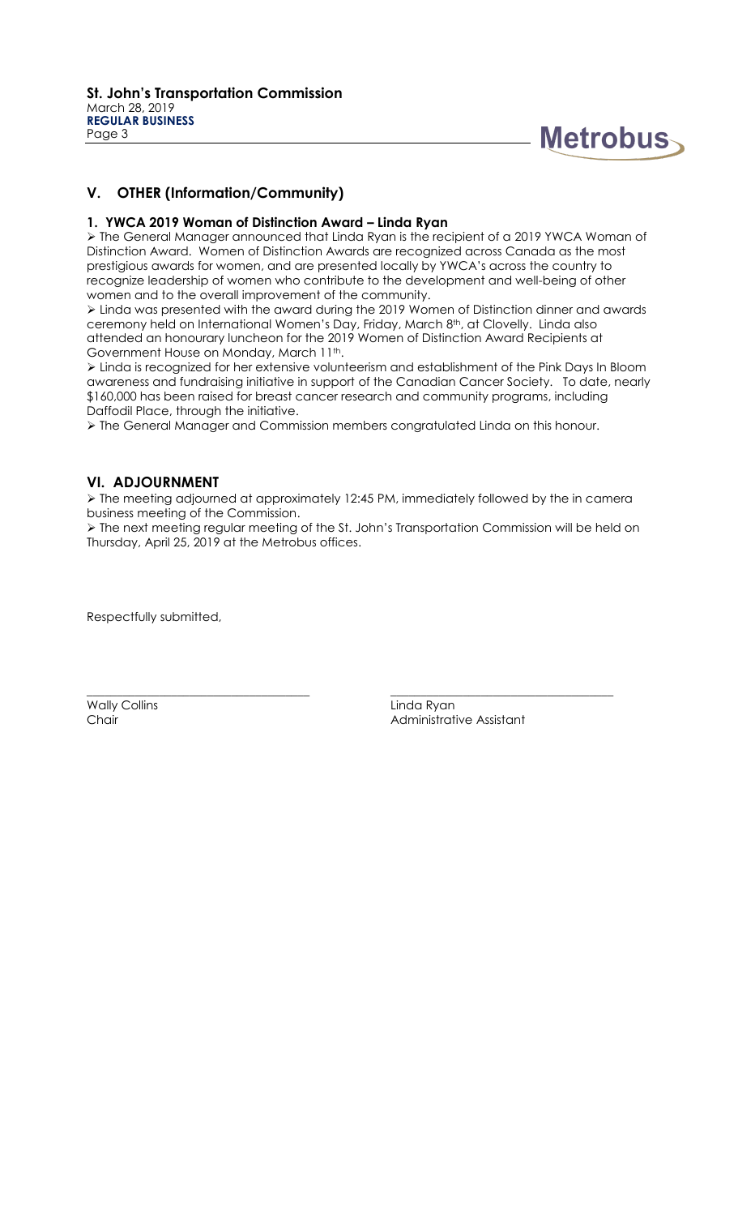## V. OTHER (Information/Community)

### 1. YWCA 2019 Woman of Distinction Award – Linda Ryan

- The General Manager announced that Linda Ryan is the recipient of a 2019 YWCA Woman of Distinction Award. Women of Distinction Awards are recognized across Canada as the most prestigious awards for women, and are presented locally by YWCA's across the country to recognize leadership of women who contribute to the development and well-being of other women and to the overall improvement of the community.
- Linda was presented with the award during the 2019 Women of Distinction dinner and awards ceremony held on International Women's Day, Friday, March 8th, at Clovelly. Linda also attended an honourary luncheon for the 2019 Women of Distinction Award Recipients at Government House on Monday, March 11th.
- Linda is recognized for her extensive volunteerism and establishment of the Pink Days In Bloom awareness and fundraising initiative in support of the Canadian Cancer Society. To date, nearly $160,000 has been raised for breast cancer research and community programs, including Daffodil Place, through the initiative.
- The General Manager and Commission members congratulated Linda on this honour.

## VI. ADJOURNMENT

- The meeting adjourned at approximately 12:45 PM, immediately followed by the in camera business meeting of the Commission.
- The next meeting regular meeting of the St. John's Transportation Commission will be held on Thursday, April 25, 2019 at the Metrobus offices.

Respectfully submitted,

| | |
|---|---|
| \_\_\_\_\_\_\_\_\_\_\_\_\_\_\_\_\_\_\_\_\_\_\_\_\_\_\_\_ | \_\_\_\_\_\_\_\_\_\_\_\_\_\_\_\_\_\_\_\_\_\_\_\_\_\_\_\_ |
| Wally Collins | Linda Ryan |
| Chair | Administrative Assistant |